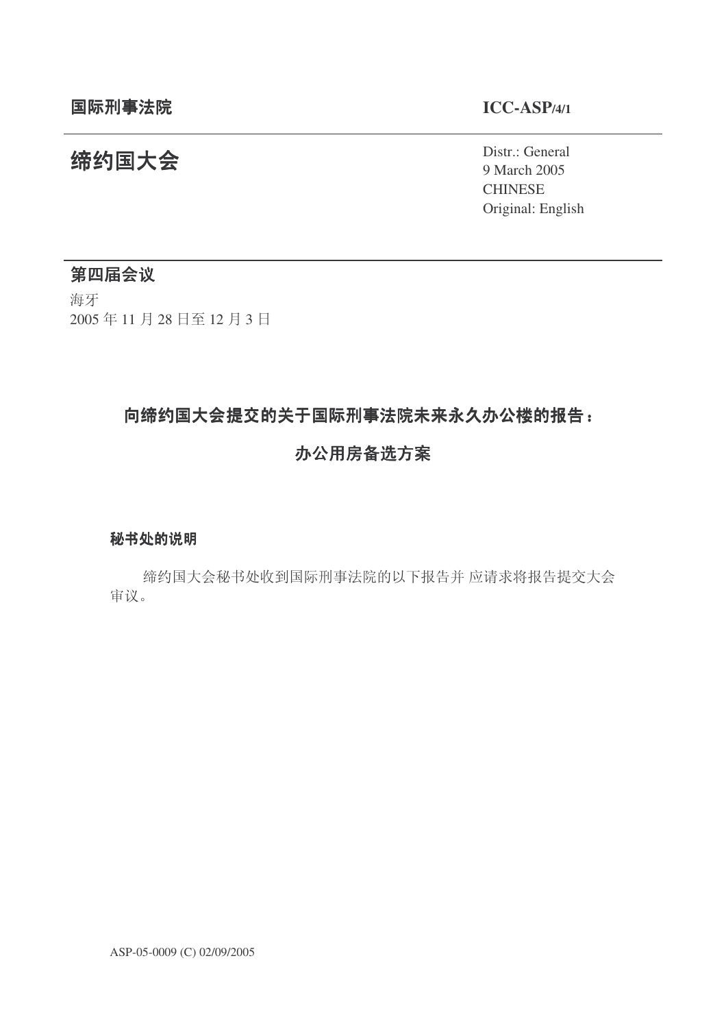**国际刑事法院** **ICC-ASP/4/1**

# 缔约国大会

Distr.: General
9 March 2005
CHINESE
Original: English

## 第四届会议

海牙
2005 年 11 月 28 日至 12 月 3 日

## 向缔约国大会提交的关于国际刑事法院未来永久办公楼的报告：

## 办公用房备选方案

### 秘书处的说明

缔约国大会秘书处收到国际刑事法院的以下报告并 应请求将报告提交大会审议。

ASP-05-0009 (C) 02/09/2005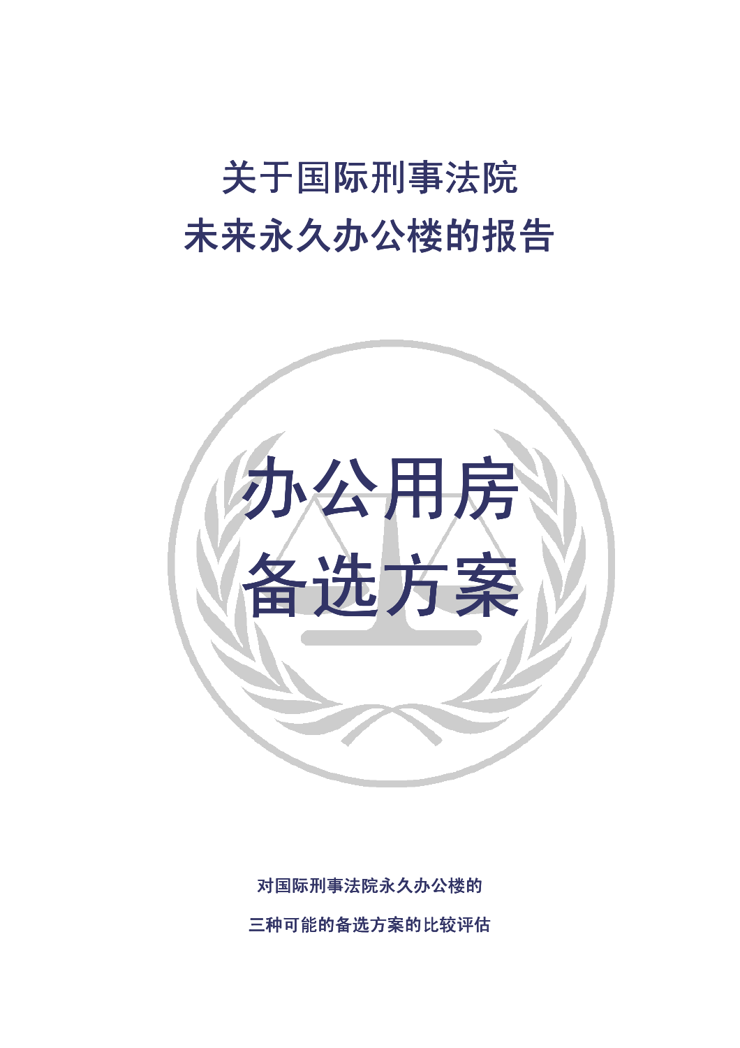# 关于国际刑事法院
# 未来永久办公楼的报告

# 办公用房
# 备选方案

**对国际刑事法院永久办公楼的**

**三种可能的备选方案的比较评估**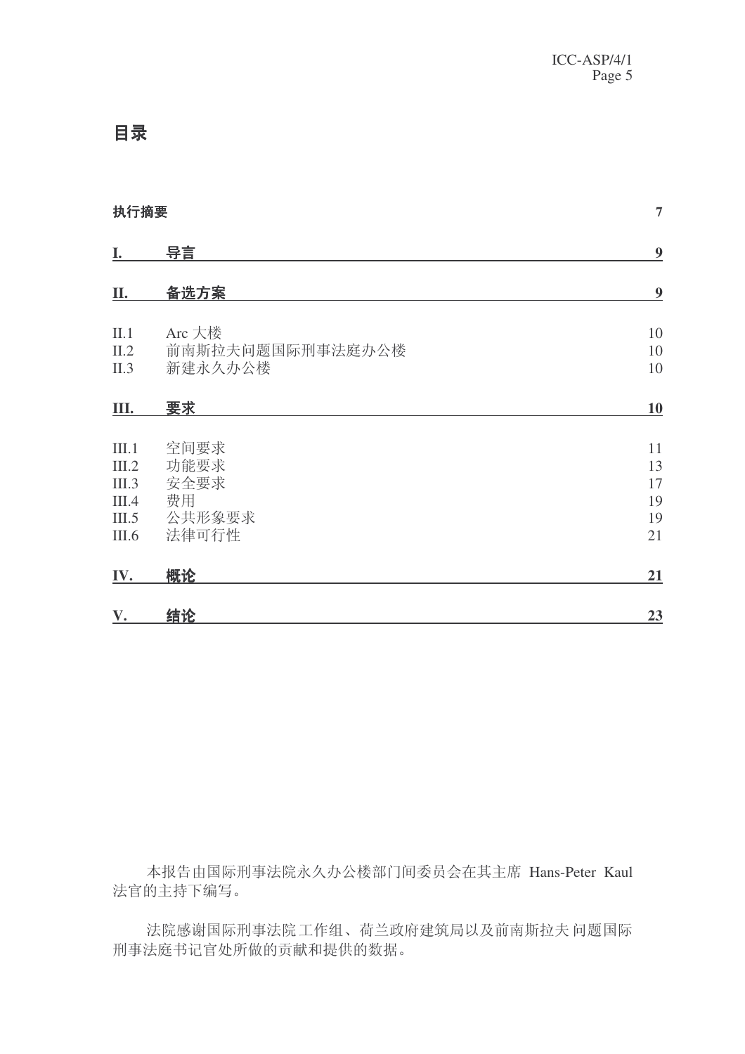# 目录

| | | |
|---|---|---|
| **执行摘要** | | **7** |
| **I.** | **导言** | **9** |
| **II.** | **备选方案** | **9** |
| II.1 | Arc 大楼 | 10 |
| II.2 | 前南斯拉夫问题国际刑事法庭办公楼 | 10 |
| II.3 | 新建永久办公楼 | 10 |
| **III.** | **要求** | **10** |
| III.1 | 空间要求 | 11 |
| III.2 | 功能要求 | 13 |
| III.3 | 安全要求 | 17 |
| III.4 | 费用 | 19 |
| III.5 | 公共形象要求 | 19 |
| III.6 | 法律可行性 | 21 |
| **IV.** | **概论** | **21** |
| **V.** | **结论** | **23** |

本报告由国际刑事法院永久办公楼部门间委员会在其主席 Hans-Peter Kaul 法官的主持下编写。

法院感谢国际刑事法院工作组、荷兰政府建筑局以及前南斯拉夫问题国际刑事法庭书记官处所做的贡献和提供的数据。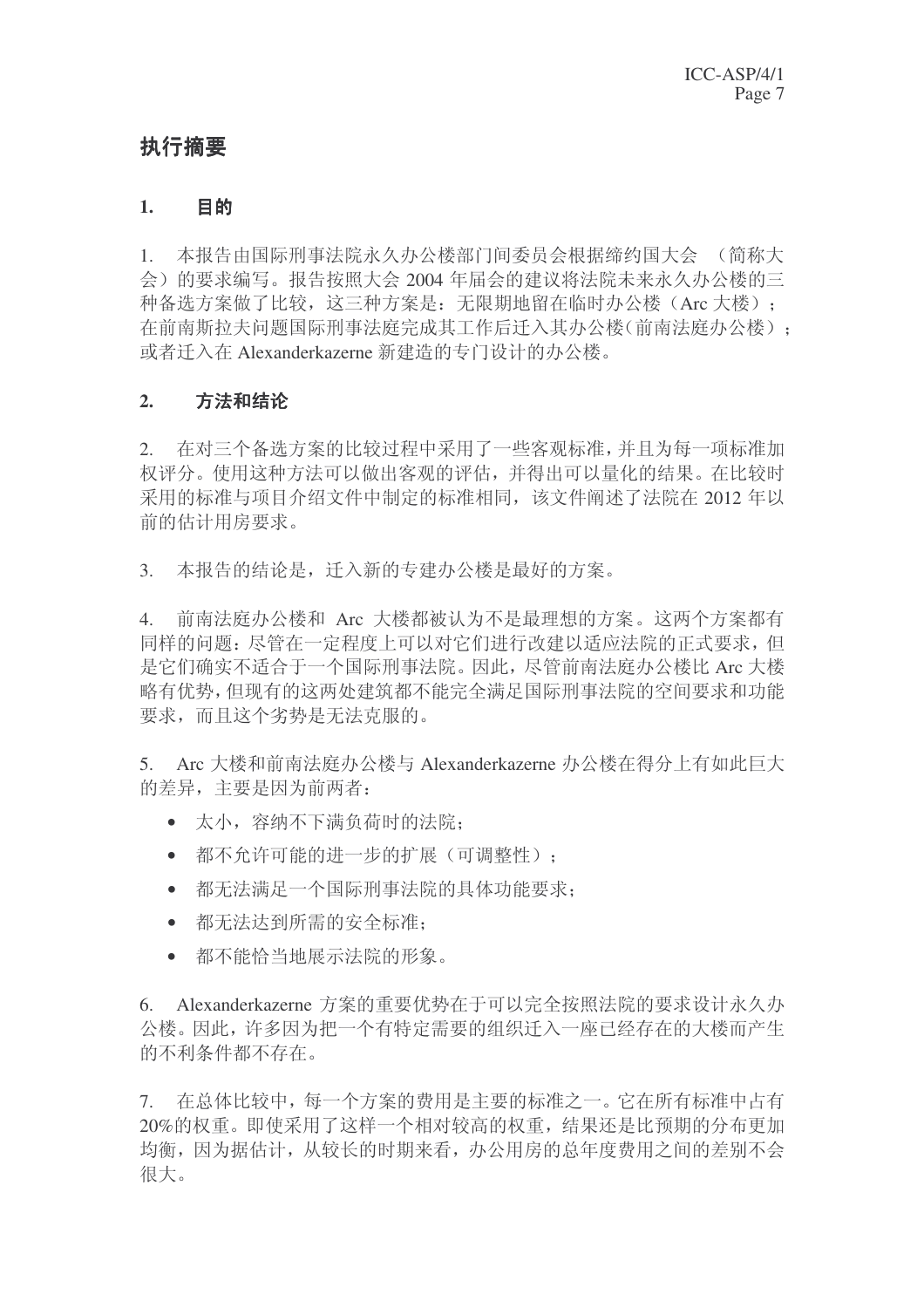# 执行摘要

## 1. 目的

1. 本报告由国际刑事法院永久办公楼部门间委员会根据缔约国大会 （简称大会）的要求编写。报告按照大会 2004 年届会的建议将法院未来永久办公楼的三种备选方案做了比较，这三种方案是：无限期地留在临时办公楼（Arc 大楼）；在前南斯拉夫问题国际刑事法庭完成其工作后迁入其办公楼（前南法庭办公楼）；或者迁入在 Alexanderkazerne 新建造的专门设计的办公楼。

## 2. 方法和结论

2. 在对三个备选方案的比较过程中采用了一些客观标准，并且为每一项标准加权评分。使用这种方法可以做出客观的评估，并得出可以量化的结果。在比较时采用的标准与项目介绍文件中制定的标准相同，该文件阐述了法院在 2012 年以前的估计用房要求。

3. 本报告的结论是，迁入新的专建办公楼是最好的方案。

4. 前南法庭办公楼和 Arc 大楼都被认为不是最理想的方案。这两个方案都有同样的问题：尽管在一定程度上可以对它们进行改建以适应法院的正式要求，但是它们确实不适合于一个国际刑事法院。因此，尽管前南法庭办公楼比 Arc 大楼略有优势，但现有的这两处建筑都不能完全满足国际刑事法院的空间要求和功能要求，而且这个劣势是无法克服的。

5. Arc 大楼和前南法庭办公楼与 Alexanderkazerne 办公楼在得分上有如此巨大的差异，主要是因为前两者：

- 太小，容纳不下满负荷时的法院；
- 都不允许可能的进一步的扩展（可调整性）；
- 都无法满足一个国际刑事法院的具体功能要求；
- 都无法达到所需的安全标准；
- 都不能恰当地展示法院的形象。

6. Alexanderkazerne 方案的重要优势在于可以完全按照法院的要求设计永久办公楼。因此，许多因为把一个有特定需要的组织迁入一座已经存在的大楼而产生的不利条件都不存在。

7. 在总体比较中，每一个方案的费用是主要的标准之一。它在所有标准中占有20%的权重。即使采用了这样一个相对较高的权重，结果还是比预期的分布更加均衡，因为据估计，从较长的时期来看，办公用房的总年度费用之间的差别不会很大。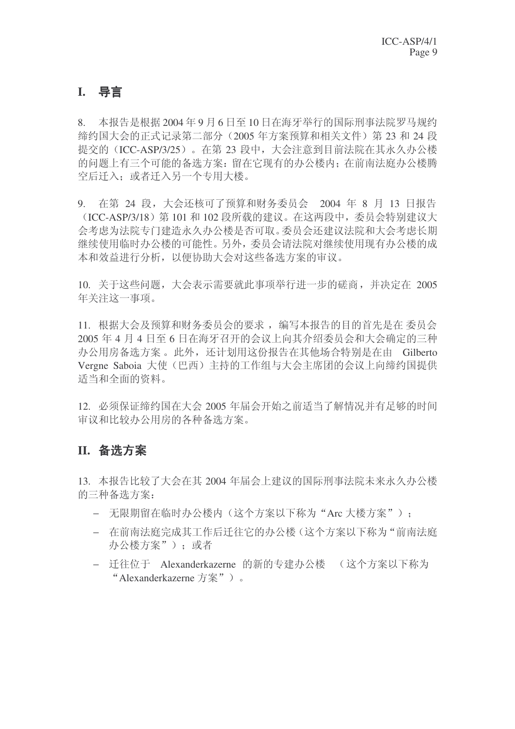# I. 导言

8. 本报告是根据 2004 年 9 月 6 日至 10 日在海牙举行的国际刑事法院罗马规约缔约国大会的正式记录第二部分（2005 年方案预算和相关文件）第 23 和 24 段提交的（ICC-ASP/3/25）。在第 23 段中，大会注意到目前法院在其永久办公楼的问题上有三个可能的备选方案：留在它现有的办公楼内；在前南法庭办公楼腾空后迁入；或者迁入另一个专用大楼。

9. 在第 24 段，大会还核可了预算和财务委员会 2004 年 8 月 13 日报告（ICC-ASP/3/18）第 101 和 102 段所载的建议。在这两段中，委员会特别建议大会考虑为法院专门建造永久办公楼是否可取。委员会还建议法院和大会考虑长期继续使用临时办公楼的可能性。另外，委员会请法院对继续使用现有办公楼的成本和效益进行分析，以便协助大会对这些备选方案的审议。

10. 关于这些问题，大会表示需要就此事项举行进一步的磋商，并决定在 2005 年关注这一事项。

11. 根据大会及预算和财务委员会的要求，编写本报告的目的首先是在委员会 2005 年 4 月 4 日至 6 日在海牙召开的会议上向其介绍委员会和大会确定的三种办公用房备选方案。此外，还计划用这份报告在其他场合特别是在由 Gilberto Vergne Saboia 大使（巴西）主持的工作组与大会主席团的会议上向缔约国提供适当和全面的资料。

12. 必须保证缔约国在大会 2005 年届会开始之前适当了解情况并有足够的时间审议和比较办公用房的各种备选方案。

# II. 备选方案

13. 本报告比较了大会在其 2004 年届会上建议的国际刑事法院未来永久办公楼的三种备选方案：

- 无限期留在临时办公楼内（这个方案以下称为“Arc 大楼方案”）；
- 在前南法庭完成其工作后迁往它的办公楼（这个方案以下称为“前南法庭办公楼方案”）；或者
- 迁往位于 Alexanderkazerne 的新的专建办公楼 （这个方案以下称为“Alexanderkazerne 方案”）。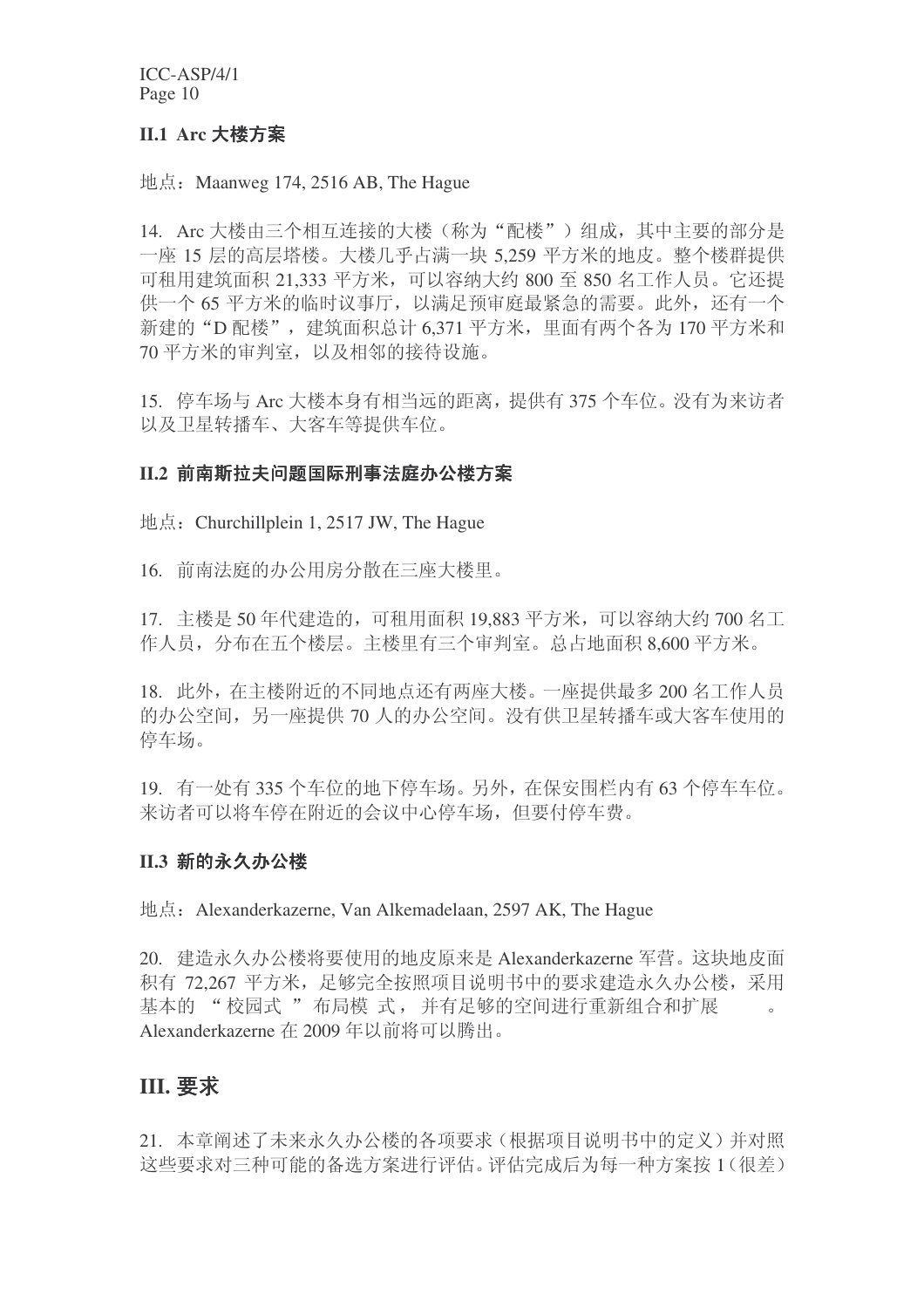### II.1 Arc 大楼方案

地点：Maanweg 174, 2516 AB, The Hague

14. Arc 大楼由三个相互连接的大楼（称为“配楼”）组成，其中主要的部分是一座 15 层的高层塔楼。大楼几乎占满一块 5,259 平方米的地皮。整个楼群提供可租用建筑面积 21,333 平方米，可以容纳大约 800 至 850 名工作人员。它还提供一个 65 平方米的临时议事厅，以满足预审庭最紧急的需要。此外，还有一个新建的“D 配楼”，建筑面积总计 6,371 平方米，里面有两个各为 170 平方米和 70 平方米的审判室，以及相邻的接待设施。

15. 停车场与 Arc 大楼本身有相当远的距离，提供有 375 个车位。没有为来访者以及卫星转播车、大客车等提供车位。

### II.2 前南斯拉夫问题国际刑事法庭办公楼方案

地点：Churchillplein 1, 2517 JW, The Hague

16. 前南法庭的办公用房分散在三座大楼里。

17. 主楼是 50 年代建造的，可租用面积 19,883 平方米，可以容纳大约 700 名工作人员，分布在五个楼层。主楼里有三个审判室。总占地面积 8,600 平方米。

18. 此外，在主楼附近的不同地点还有两座大楼。一座提供最多 200 名工作人员的办公空间，另一座提供 70 人的办公空间。没有供卫星转播车或大客车使用的停车场。

19. 有一处有 335 个车位的地下停车场。另外，在保安围栏内有 63 个停车车位。来访者可以将车停在附近的会议中心停车场，但要付停车费。

### II.3 新的永久办公楼

地点：Alexanderkazerne, Van Alkemadelaan, 2597 AK, The Hague

20. 建造永久办公楼将要使用的地皮原来是 Alexanderkazerne 军营。这块地皮面积有 72,267 平方米，足够完全按照项目说明书中的要求建造永久办公楼，采用基本的“校园式”布局模式，并有足够的空间进行重新组合和扩展。Alexanderkazerne 在 2009 年以前将可以腾出。

## III. 要求

21. 本章阐述了未来永久办公楼的各项要求（根据项目说明书中的定义）并对照这些要求对三种可能的备选方案进行评估。评估完成后为每一种方案按 1（很差）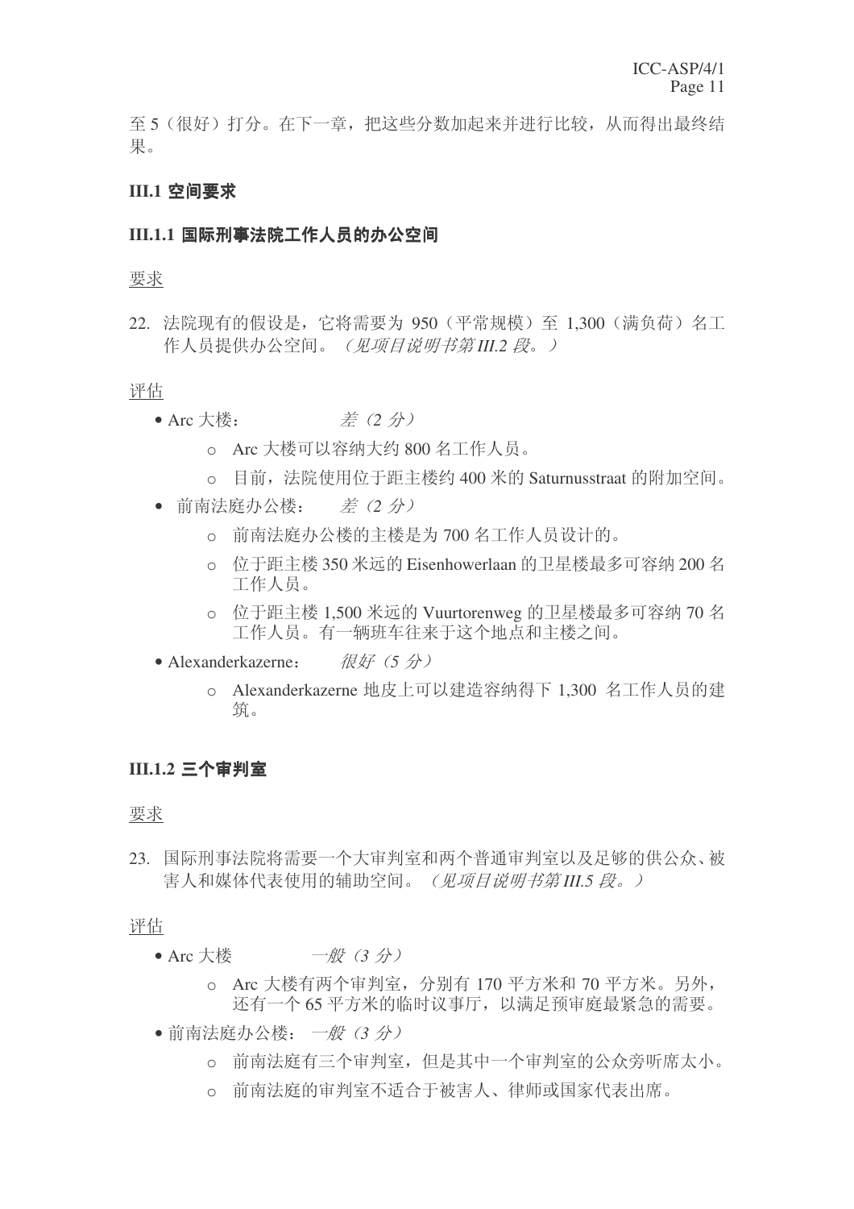至 5（很好）打分。在下一章，把这些分数加起来并进行比较，从而得出最终结果。

### III.1 空间要求

#### III.1.1 国际刑事法院工作人员的办公空间

<u>要求</u>

22. 法院现有的假设是，它将需要为 950（平常规模）至 1,300（满负荷）名工作人员提供办公空间。*（见项目说明书第 III.2 段。）*

<u>评估</u>

- Arc 大楼： *差（2 分）*
  - Arc 大楼可以容纳大约 800 名工作人员。
  - 目前，法院使用位于距主楼约 400 米的 Saturnusstraat 的附加空间。
- 前南法庭办公楼： *差（2 分）*
  - 前南法庭办公楼的主楼是为 700 名工作人员设计的。
  - 位于距主楼 350 米远的 Eisenhowerlaan 的卫星楼最多可容纳 200 名工作人员。
  - 位于距主楼 1,500 米远的 Vuurtorenweg 的卫星楼最多可容纳 70 名工作人员。有一辆班车往来于这个地点和主楼之间。
- Alexanderkazerne： *很好（5 分）*
  - Alexanderkazerne 地皮上可以建造容纳得下 1,300 名工作人员的建筑。

#### III.1.2 三个审判室

<u>要求</u>

23. 国际刑事法院将需要一个大审判室和两个普通审判室以及足够的供公众、被害人和媒体代表使用的辅助空间。*（见项目说明书第 III.5 段。）*

<u>评估</u>

- Arc 大楼 *一般（3 分）*
  - Arc 大楼有两个审判室，分别有 170 平方米和 70 平方米。另外，还有一个 65 平方米的临时议事厅，以满足预审庭最紧急的需要。
- 前南法庭办公楼： *一般（3 分）*
  - 前南法庭有三个审判室，但是其中一个审判室的公众旁听席太小。
  - 前南法庭的审判室不适合于被害人、律师或国家代表出席。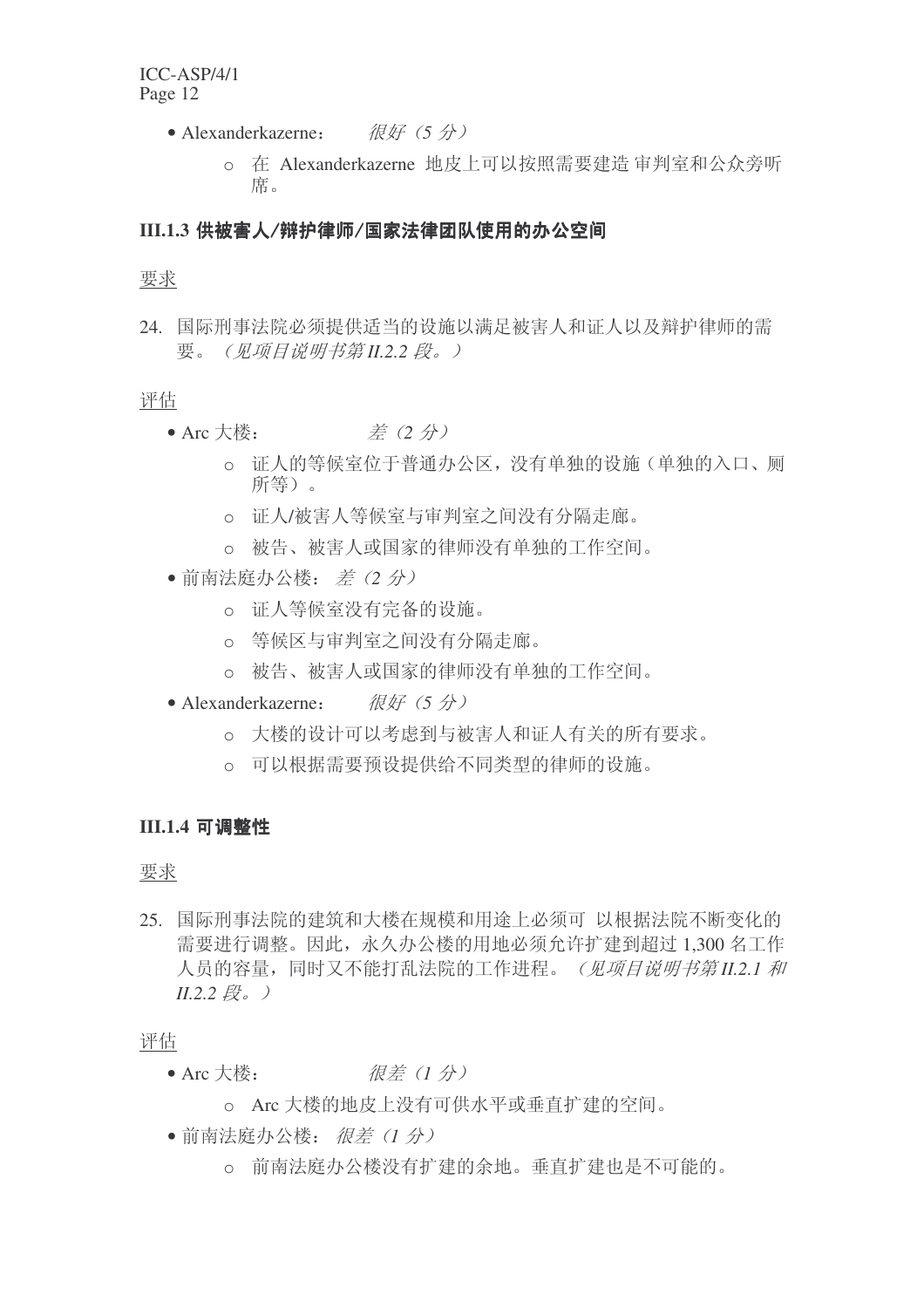- Alexanderkazerne： *很好（5 分）*
    - o 在 Alexanderkazerne 地皮上可以按照需要建造 审判室和公众旁听席。

### III.1.3 供被害人/辩护律师/国家法律团队使用的办公空间

要求

24. 国际刑事法院必须提供适当的设施以满足被害人和证人以及辩护律师的需要。*（见项目说明书第 II.2.2 段。）*

评估

- Arc 大楼： *差（2 分）*
    - o 证人的等候室位于普通办公区，没有单独的设施（单独的入口、厕所等）。
    - o 证人/被害人等候室与审判室之间没有分隔走廊。
    - o 被告、被害人或国家的律师没有单独的工作空间。
- 前南法庭办公楼： *差（2 分）*
    - o 证人等候室没有完备的设施。
    - o 等候区与审判室之间没有分隔走廊。
    - o 被告、被害人或国家的律师没有单独的工作空间。
- Alexanderkazerne： *很好（5 分）*
    - o 大楼的设计可以考虑到与被害人和证人有关的所有要求。
    - o 可以根据需要预设提供给不同类型的律师的设施。

### III.1.4 可调整性

要求

25. 国际刑事法院的建筑和大楼在规模和用途上必须可 以根据法院不断变化的需要进行调整。因此，永久办公楼的用地必须允许扩建到超过 1,300 名工作人员的容量，同时又不能打乱法院的工作进程。*（见项目说明书第 II.2.1 和 II.2.2 段。）*

评估

- Arc 大楼： *很差（1 分）*
    - o Arc 大楼的地皮上没有可供水平或垂直扩建的空间。
- 前南法庭办公楼： *很差（1 分）*
    - o 前南法庭办公楼没有扩建的余地。垂直扩建也是不可能的。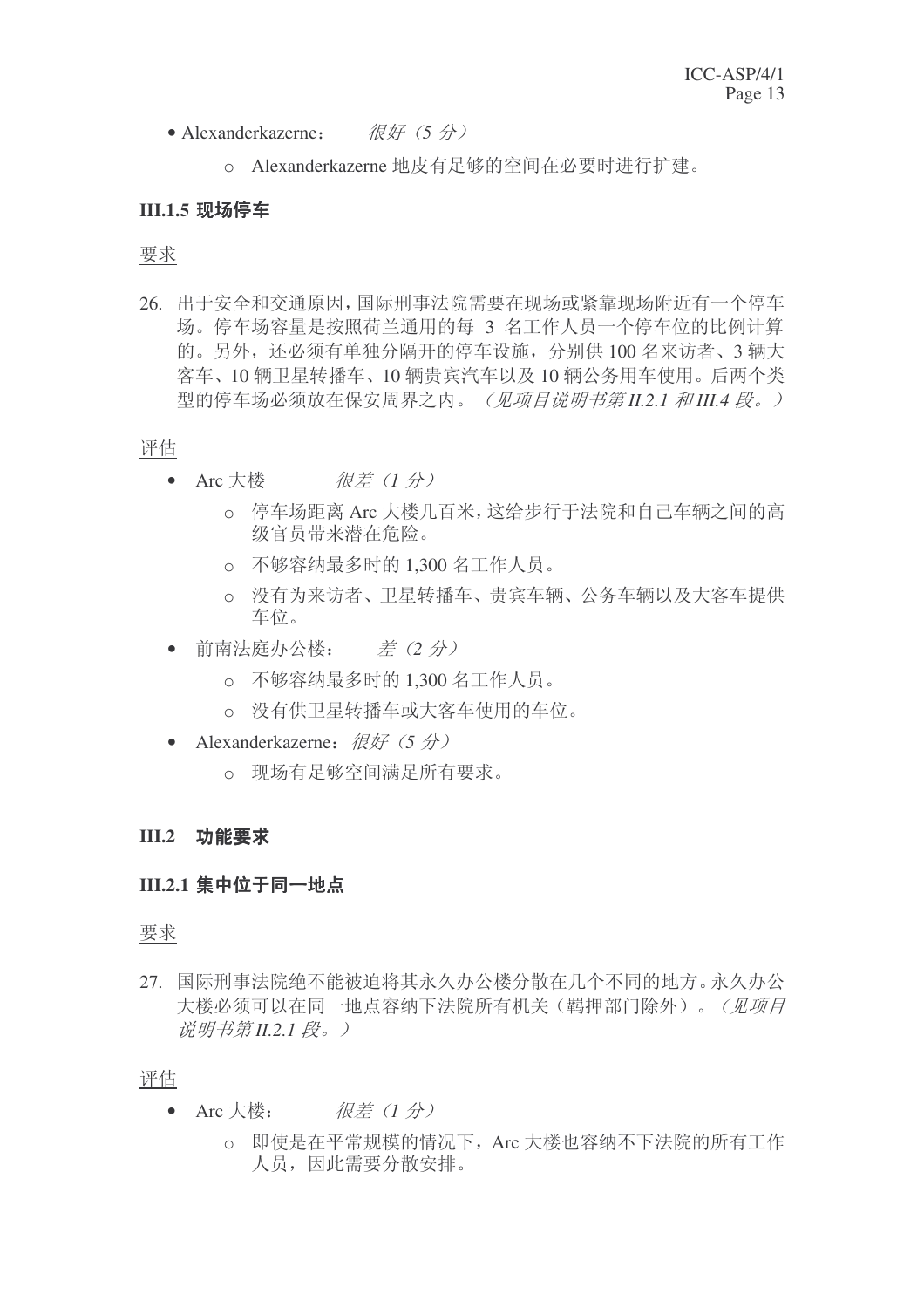- Alexanderkazerne： *很好（5 分）*
  - o Alexanderkazerne 地皮有足够的空间在必要时进行扩建。

### III.1.5 现场停车

要求

26. 出于安全和交通原因，国际刑事法院需要在现场或紧靠现场附近有一个停车场。停车场容量是按照荷兰通用的每 3 名工作人员一个停车位的比例计算的。另外，还必须有单独分隔开的停车设施，分别供 100 名来访者、3 辆大客车、10 辆卫星转播车、10 辆贵宾汽车以及 10 辆公务用车使用。后两个类型的停车场必须放在保安周界之内。*（见项目说明书第 II.2.1 和 III.4 段。）*

评估

- Arc 大楼 *很差（1 分）*
  - o 停车场距离 Arc 大楼几百米，这给步行于法院和自己车辆之间的高级官员带来潜在危险。
  - o 不够容纳最多时的 1,300 名工作人员。
  - o 没有为来访者、卫星转播车、贵宾车辆、公务车辆以及大客车提供车位。
- 前南法庭办公楼： *差（2 分）*
  - o 不够容纳最多时的 1,300 名工作人员。
  - o 没有供卫星转播车或大客车使用的车位。
- Alexanderkazerne： *很好（5 分）*
  - o 现场有足够空间满足所有要求。

## III.2 功能要求

### III.2.1 集中位于同一地点

要求

27. 国际刑事法院绝不能被迫将其永久办公楼分散在几个不同的地方。永久办公大楼必须可以在同一地点容纳下法院所有机关（羁押部门除外）。*（见项目说明书第 II.2.1 段。）*

评估

- Arc 大楼： *很差（1 分）*
  - o 即使是在平常规模的情况下，Arc 大楼也容纳不下法院的所有工作人员，因此需要分散安排。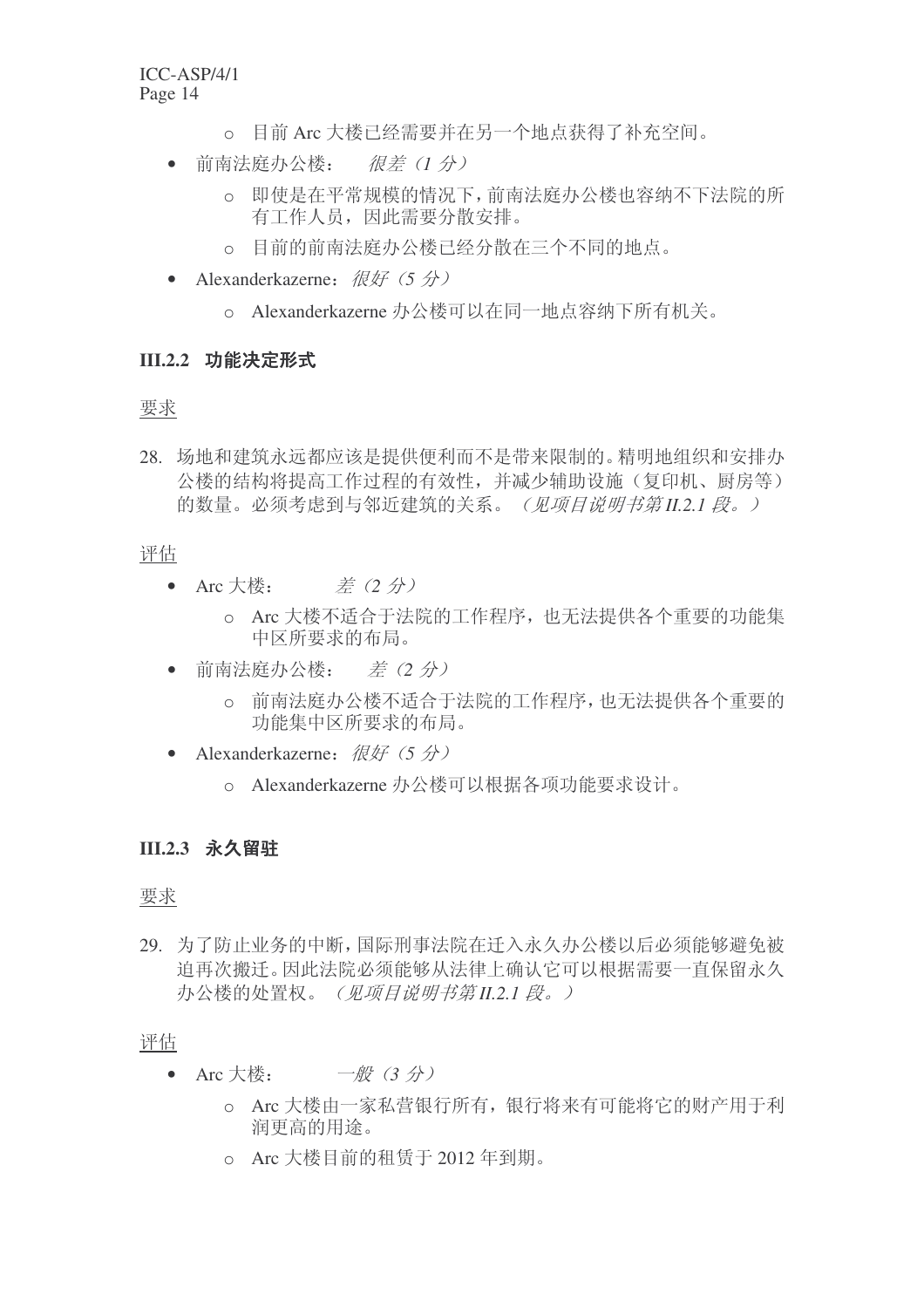- 目前 Arc 大楼已经需要并在另一个地点获得了补充空间。

- 前南法庭办公楼：　*很差（1 分）*
  - 即使是在平常规模的情况下，前南法庭办公楼也容纳不下法院的所有工作人员，因此需要分散安排。
  - 目前的前南法庭办公楼已经分散在三个不同的地点。

- Alexanderkazerne：*很好（5 分）*
  - Alexanderkazerne 办公楼可以在同一地点容纳下所有机关。

### III.2.2 功能决定形式

要求

28. 场地和建筑永远都应该是提供便利而不是带来限制的。精明地组织和安排办公楼的结构将提高工作过程的有效性，并减少辅助设施（复印机、厨房等）的数量。必须考虑到与邻近建筑的关系。*（见项目说明书第 II.2.1 段。）*

评估

- Arc 大楼：　*差（2 分）*
  - Arc 大楼不适合于法院的工作程序，也无法提供各个重要的功能集中区所要求的布局。

- 前南法庭办公楼：　*差（2 分）*
  - 前南法庭办公楼不适合于法院的工作程序，也无法提供各个重要的功能集中区所要求的布局。

- Alexanderkazerne：*很好（5 分）*
  - Alexanderkazerne 办公楼可以根据各项功能要求设计。

### III.2.3 永久留驻

要求

29. 为了防止业务的中断，国际刑事法院在迁入永久办公楼以后必须能够避免被迫再次搬迁。因此法院必须能够从法律上确认它可以根据需要一直保留永久办公楼的处置权。*（见项目说明书第 II.2.1 段。）*

评估

- Arc 大楼：　*一般（3 分）*
  - Arc 大楼由一家私营银行所有，银行将来有可能将它的财产用于利润更高的用途。
  - Arc 大楼目前的租赁于 2012 年到期。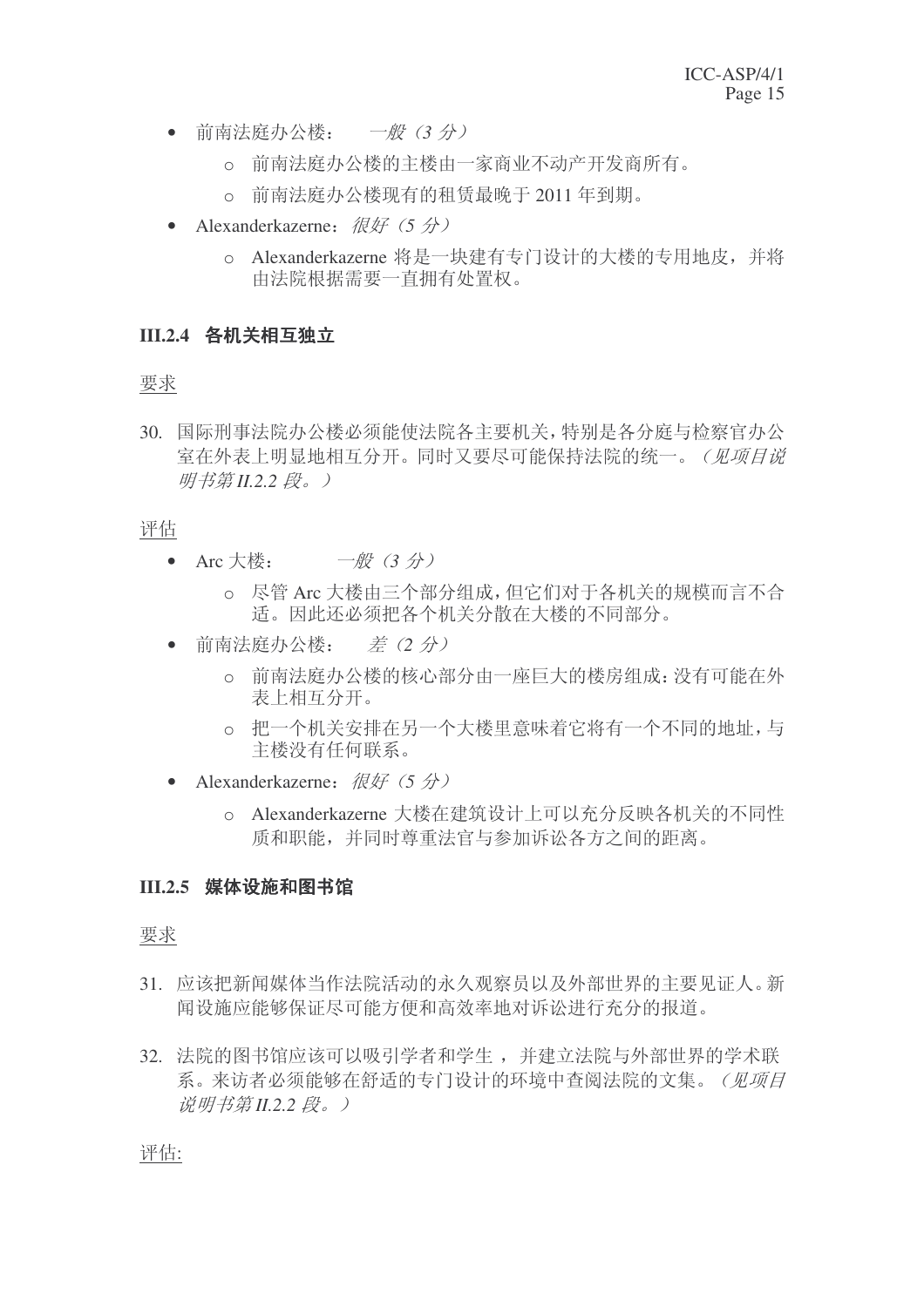- 前南法庭办公楼：　*一般（3 分）*
    - 前南法庭办公楼的主楼由一家商业不动产开发商所有。
    - 前南法庭办公楼现有的租赁最晚于 2011 年到期。
- Alexanderkazerne：*很好（5 分）*
    - Alexanderkazerne 将是一块建有专门设计的大楼的专用地皮，并将由法院根据需要一直拥有处置权。

### III.2.4 各机关相互独立

要求

30. 国际刑事法院办公楼必须能使法院各主要机关，特别是各分庭与检察官办公室在外表上明显地相互分开。同时又要尽可能保持法院的统一。*（见项目说明书第 II.2.2 段。）*

评估

- Arc 大楼：　*一般（3 分）*
    - 尽管 Arc 大楼由三个部分组成，但它们对于各机关的规模而言不合适。因此还必须把各个机关分散在大楼的不同部分。
- 前南法庭办公楼：　*差（2 分）*
    - 前南法庭办公楼的核心部分由一座巨大的楼房组成：没有可能在外表上相互分开。
    - 把一个机关安排在另一个大楼里意味着它将有一个不同的地址，与主楼没有任何联系。
- Alexanderkazerne：*很好（5 分）*
    - Alexanderkazerne 大楼在建筑设计上可以充分反映各机关的不同性质和职能，并同时尊重法官与参加诉讼各方之间的距离。

### III.2.5 媒体设施和图书馆

要求

31. 应该把新闻媒体当作法院活动的永久观察员以及外部世界的主要见证人。新闻设施应能够保证尽可能方便和高效率地对诉讼进行充分的报道。

32. 法院的图书馆应该可以吸引学者和学生 ，并建立法院与外部世界的学术联系。来访者必须能够在舒适的专门设计的环境中查阅法院的文集。*（见项目说明书第 II.2.2 段。）*

评估: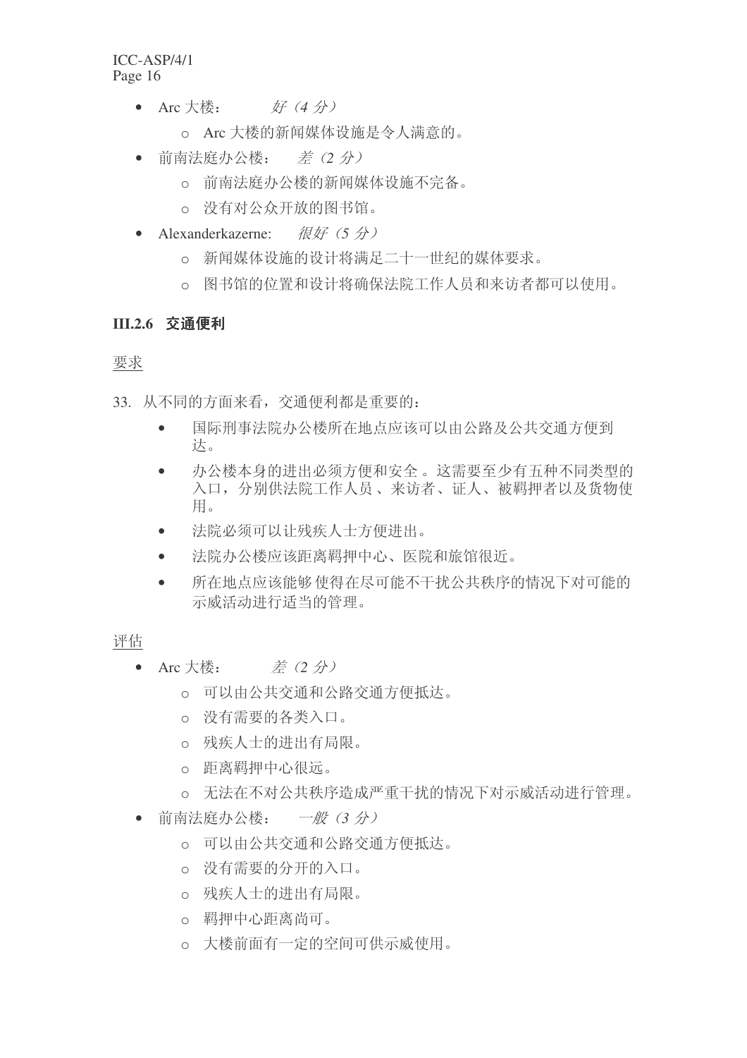- Arc 大楼：　　*好（4 分）*
    - Arc 大楼的新闻媒体设施是令人满意的。
- 前南法庭办公楼：　*差（2 分）*
    - 前南法庭办公楼的新闻媒体设施不完备。
    - 没有对公众开放的图书馆。
- Alexanderkazerne:　*很好（5 分）*
    - 新闻媒体设施的设计将满足二十一世纪的媒体要求。
    - 图书馆的位置和设计将确保法院工作人员和来访者都可以使用。

### III.2.6 交通便利

<u>要求</u>

33. 从不同的方面来看，交通便利都是重要的：

- 国际刑事法院办公楼所在地点应该可以由公路及公共交通方便到达。
- 办公楼本身的进出必须方便和安全 。这需要至少有五种不同类型的入口，分别供法院工作人员 、来访者、证人、被羁押者以及货物使用。
- 法院必须可以让残疾人士方便进出。
- 法院办公楼应该距离羁押中心、医院和旅馆很近。
- 所在地点应该能够使得在尽可能不干扰公共秩序的情况下对可能的示威活动进行适当的管理。

<u>评估</u>

- Arc 大楼：　　*差（2 分）*
    - 可以由公共交通和公路交通方便抵达。
    - 没有需要的各类入口。
    - 残疾人士的进出有局限。
    - 距离羁押中心很远。
    - 无法在不对公共秩序造成严重干扰的情况下对示威活动进行管理。
- 前南法庭办公楼：　*一般（3 分）*
    - 可以由公共交通和公路交通方便抵达。
    - 没有需要的分开的入口。
    - 残疾人士的进出有局限。
    - 羁押中心距离尚可。
    - 大楼前面有一定的空间可供示威使用。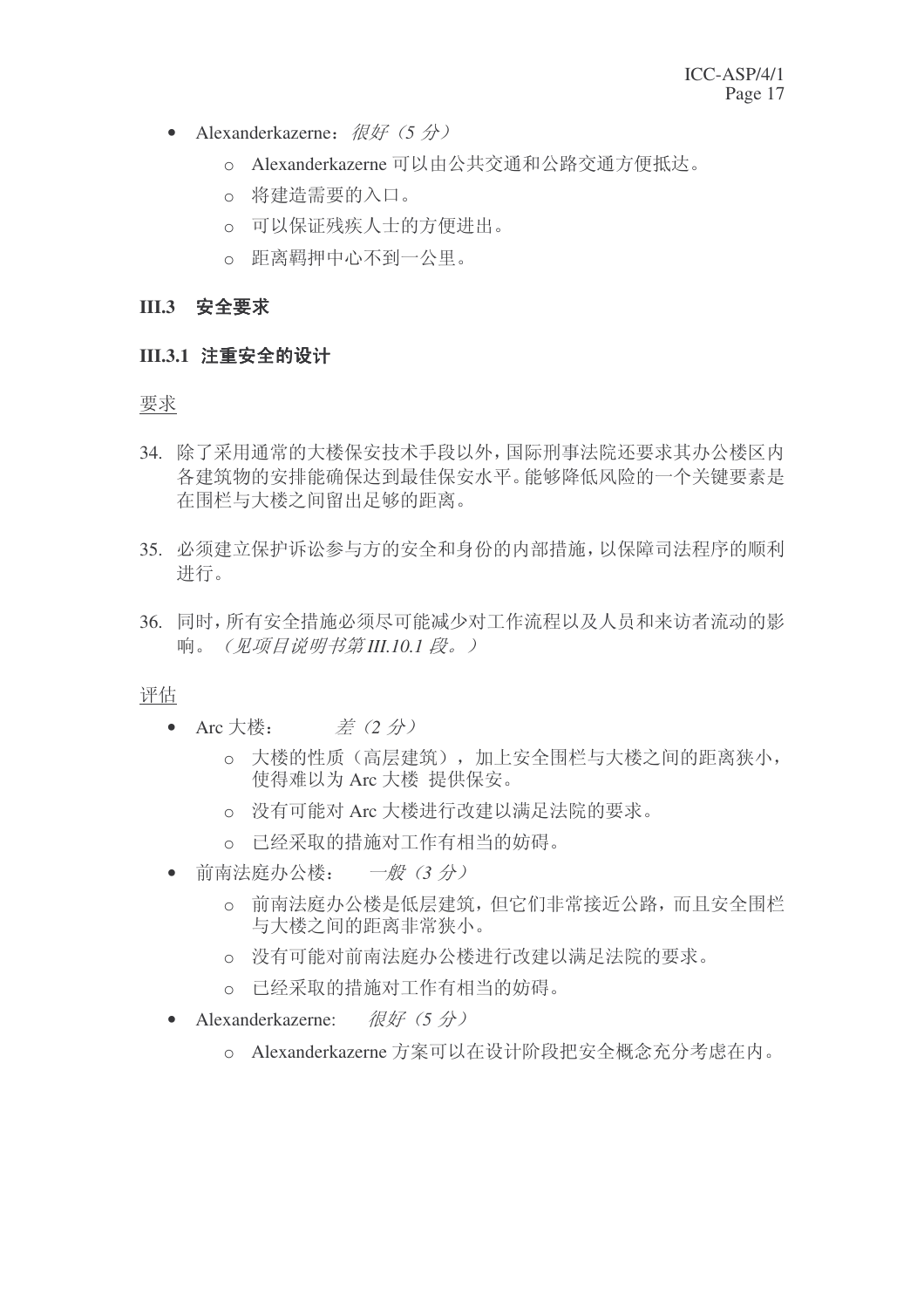- Alexanderkazerne：*很好（5 分）*
    - Alexanderkazerne 可以由公共交通和公路交通方便抵达。
    - 将建造需要的入口。
    - 可以保证残疾人士的方便进出。
    - 距离羁押中心不到一公里。

## III.3 安全要求

### III.3.1 注重安全的设计

<u>要求</u>

34. 除了采用通常的大楼保安技术手段以外，国际刑事法院还要求其办公楼区内各建筑物的安排能确保达到最佳保安水平。能够降低风险的一个关键要素是在围栏与大楼之间留出足够的距离。

35. 必须建立保护诉讼参与方的安全和身份的内部措施，以保障司法程序的顺利进行。

36. 同时，所有安全措施必须尽可能减少对工作流程以及人员和来访者流动的影响。*（见项目说明书第 III.10.1 段。）*

<u>评估</u>

- Arc 大楼：　*差（2 分）*
    - 大楼的性质（高层建筑），加上安全围栏与大楼之间的距离狭小，使得难以为 Arc 大楼 提供保安。
    - 没有可能对 Arc 大楼进行改建以满足法院的要求。
    - 已经采取的措施对工作有相当的妨碍。
- 前南法庭办公楼：　*一般（3 分）*
    - 前南法庭办公楼是低层建筑，但它们非常接近公路，而且安全围栏与大楼之间的距离非常狭小。
    - 没有可能对前南法庭办公楼进行改建以满足法院的要求。
    - 已经采取的措施对工作有相当的妨碍。
- Alexanderkazerne:　*很好（5 分）*
    - Alexanderkazerne 方案可以在设计阶段把安全概念充分考虑在内。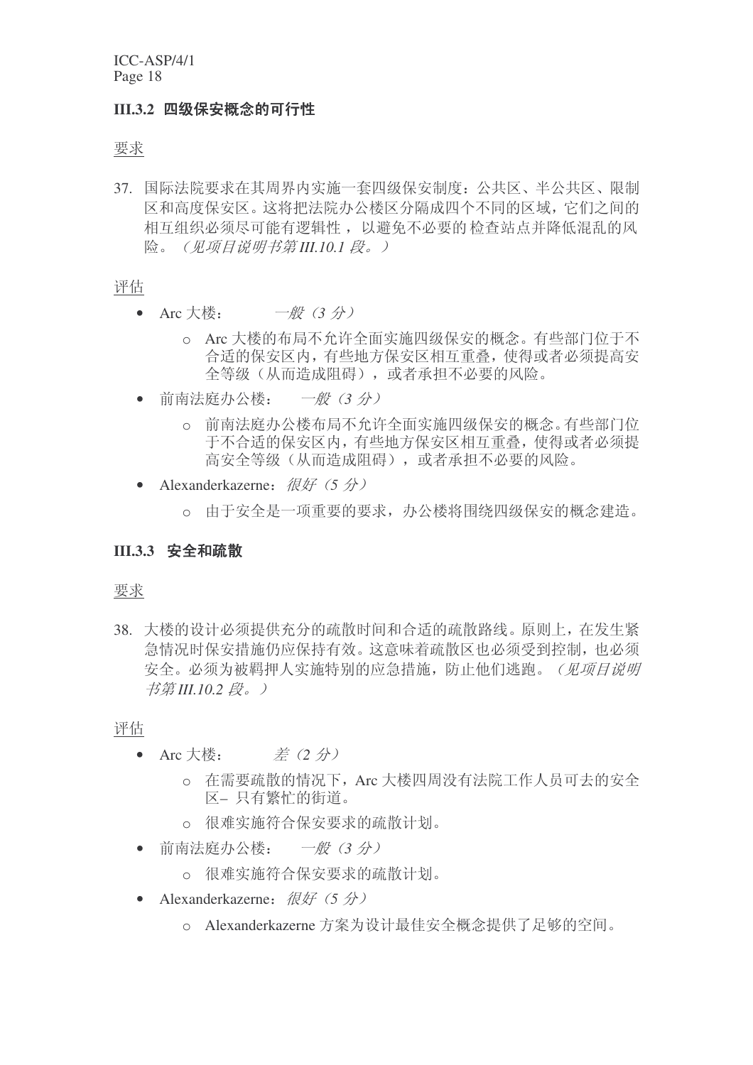### III.3.2 四级保安概念的可行性

要求

37. 国际法院要求在其周界内实施一套四级保安制度：公共区、半公共区、限制区和高度保安区。这将把法院办公楼区分隔成四个不同的区域，它们之间的相互组织必须尽可能有逻辑性，以避免不必要的检查站点并降低混乱的风险。*（见项目说明书第 III.10.1 段。）*

评估

- Arc 大楼：　　*一般（3 分）*
    - Arc 大楼的布局不允许全面实施四级保安的概念。有些部门位于不合适的保安区内，有些地方保安区相互重叠，使得或者必须提高安全等级（从而造成阻碍），或者承担不必要的风险。
- 前南法庭办公楼：　*一般（3 分）*
    - 前南法庭办公楼布局不允许全面实施四级保安的概念。有些部门位于不合适的保安区内，有些地方保安区相互重叠，使得或者必须提高安全等级（从而造成阻碍），或者承担不必要的风险。
- Alexanderkazerne：*很好（5 分）*
    - 由于安全是一项重要的要求，办公楼将围绕四级保安的概念建造。

### III.3.3 安全和疏散

要求

38. 大楼的设计必须提供充分的疏散时间和合适的疏散路线。原则上，在发生紧急情况时保安措施仍应保持有效。这意味着疏散区也必须受到控制，也必须安全。必须为被羁押人实施特别的应急措施，防止他们逃跑。*（见项目说明书第 III.10.2 段。）*

评估

- Arc 大楼：　　*差（2 分）*
    - 在需要疏散的情况下，Arc 大楼四周没有法院工作人员可去的安全区– 只有繁忙的街道。
    - 很难实施符合保安要求的疏散计划。
- 前南法庭办公楼：　*一般（3 分）*
    - 很难实施符合保安要求的疏散计划。
- Alexanderkazerne：*很好（5 分）*
    - Alexanderkazerne 方案为设计最佳安全概念提供了足够的空间。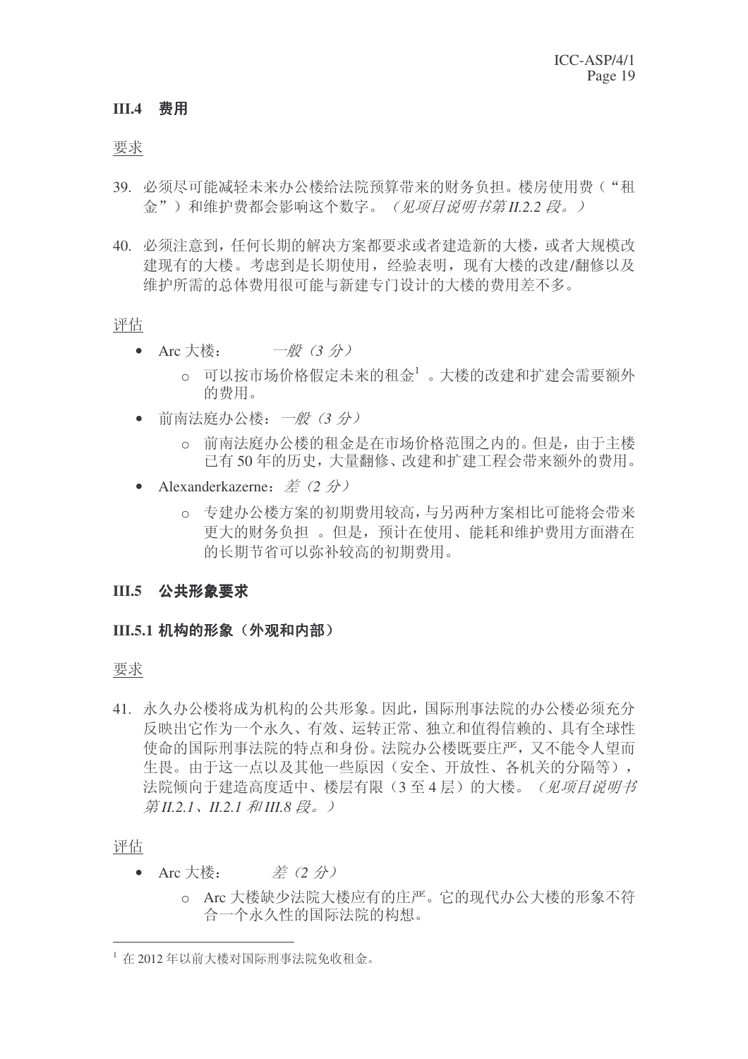## III.4 费用

要求

39. 必须尽可能减轻未来办公楼给法院预算带来的财务负担。楼房使用费（“租金”）和维护费都会影响这个数字。*（见项目说明书第 II.2.2 段。）*

40. 必须注意到，任何长期的解决方案都要求或者建造新的大楼，或者大规模改建现有的大楼。考虑到是长期使用，经验表明，现有大楼的改建/翻修以及维护所需的总体费用很可能与新建专门设计的大楼的费用差不多。

评估

- Arc 大楼： *一般（3 分）*
    - 可以按市场价格假定未来的租金[1]。大楼的改建和扩建会需要额外的费用。
- 前南法庭办公楼：*一般（3 分）*
    - 前南法庭办公楼的租金是在市场价格范围之内的。但是，由于主楼已有 50 年的历史，大量翻修、改建和扩建工程会带来额外的费用。
- Alexanderkazerne：*差（2 分）*
    - 专建办公楼方案的初期费用较高，与另两种方案相比可能将会带来更大的财务负担。但是，预计在使用、能耗和维护费用方面潜在的长期节省可以弥补较高的初期费用。

## III.5 公共形象要求

### III.5.1 机构的形象（外观和内部）

要求

41. 永久办公楼将成为机构的公共形象。因此，国际刑事法院的办公楼必须充分反映出它作为一个永久、有效、运转正常、独立和值得信赖的、具有全球性使命的国际刑事法院的特点和身份。法院办公楼既要庄严，又不能令人望而生畏。由于这一点以及其他一些原因（安全、开放性、各机关的分隔等），法院倾向于建造高度适中、楼层有限（3 至 4 层）的大楼。*（见项目说明书第 II.2.1、II.2.1 和 III.8 段。）*

评估

- Arc 大楼： *差（2 分）*
    - Arc 大楼缺少法院大楼应有的庄严。它的现代办公大楼的形象不符合一个永久性的国际法院的构想。

---

[1] 在 2012 年以前大楼对国际刑事法院免收租金。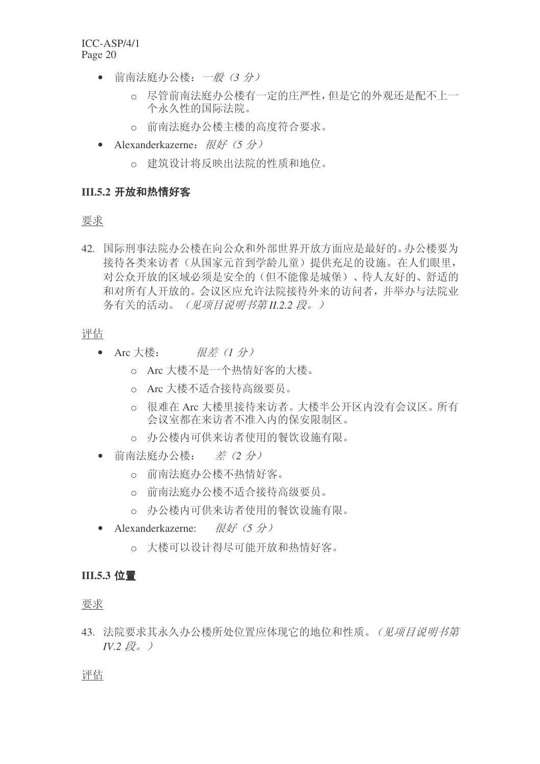- 前南法庭办公楼：*一般（3 分）*
  - o 尽管前南法庭办公楼有一定的庄严性，但是它的外观还是配不上一个永久性的国际法院。
  - o 前南法庭办公楼主楼的高度符合要求。
- Alexanderkazerne：*很好（5 分）*
  - o 建筑设计将反映出法院的性质和地位。

### III.5.2 开放和热情好客

<u>要求</u>

42. 国际刑事法院办公楼在向公众和外部世界开放方面应是最好的。办公楼要为接待各类来访者（从国家元首到学龄儿童）提供充足的设施。在人们眼里，对公众开放的区域必须是安全的（但不能像是城堡）、待人友好的、舒适的和对所有人开放的。会议区应允许法院接待外来的访问者，并举办与法院业务有关的活动。*（见项目说明书第 II.2.2 段。）*

<u>评估</u>

- Arc 大楼：　　*很差（1 分）*
  - o Arc 大楼不是一个热情好客的大楼。
  - o Arc 大楼不适合接待高级要员。
  - o 很难在 Arc 大楼里接待来访者。大楼半公开区内没有会议区。所有会议室都在来访者不准入内的保安限制区。
  - o 办公楼内可供来访者使用的餐饮设施有限。
- 前南法庭办公楼：　*差（2 分）*
  - o 前南法庭办公楼不热情好客。
  - o 前南法庭办公楼不适合接待高级要员。
  - o 办公楼内可供来访者使用的餐饮设施有限。
- Alexanderkazerne:　*很好（5 分）*
  - o 大楼可以设计得尽可能开放和热情好客。

### III.5.3 位置

<u>要求</u>

43. 法院要求其永久办公楼所处位置应体现它的地位和性质。*（见项目说明书第 IV.2 段。）*

<u>评估</u>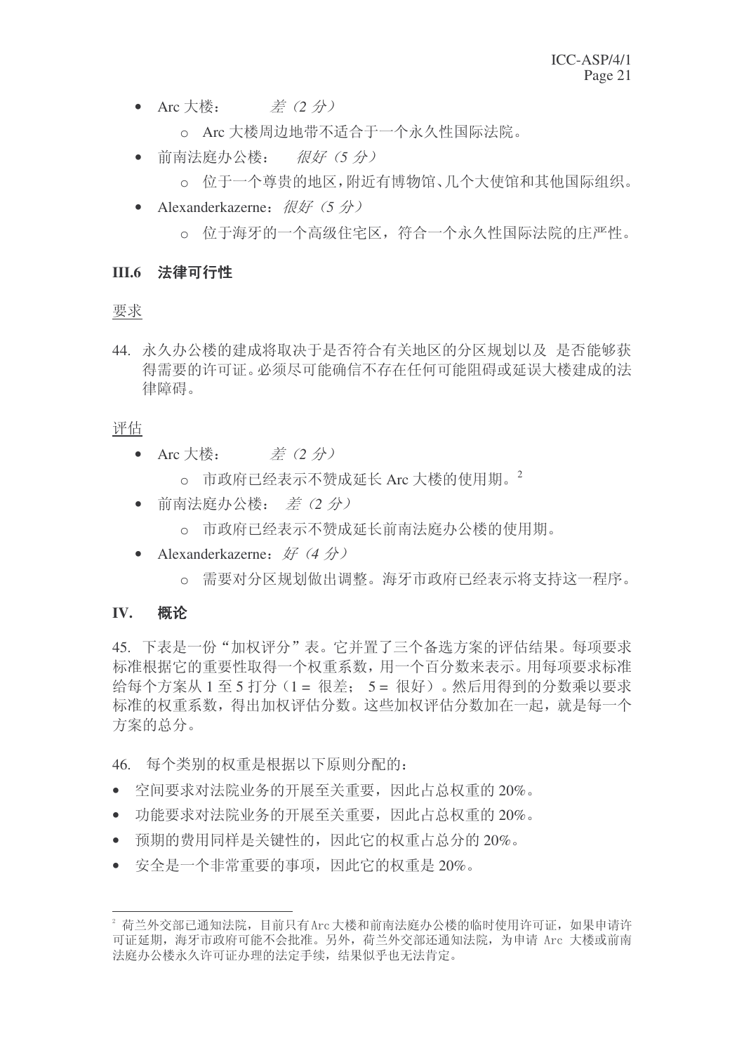- Arc 大楼：　　*差（2 分）*
  - Arc 大楼周边地带不适合于一个永久性国际法院。
- 前南法庭办公楼：　*很好（5 分）*
  - 位于一个尊贵的地区，附近有博物馆、几个大使馆和其他国际组织。
- Alexanderkazerne：*很好（5 分）*
  - 位于海牙的一个高级住宅区，符合一个永久性国际法院的庄严性。

### III.6 法律可行性

要求

44. 永久办公楼的建成将取决于是否符合有关地区的分区规划以及 是否能够获得需要的许可证。必须尽可能确信不存在任何可能阻碍或延误大楼建成的法律障碍。

评估

- Arc 大楼：　　*差（2 分）*
  - 市政府已经表示不赞成延长 Arc 大楼的使用期。[2]
- 前南法庭办公楼：　*差（2 分）*
  - 市政府已经表示不赞成延长前南法庭办公楼的使用期。
- Alexanderkazerne：*好（4 分）*
  - 需要对分区规划做出调整。海牙市政府已经表示将支持这一程序。

## IV. 概论

45. 下表是一份"加权评分"表。它并置了三个备选方案的评估结果。每项要求标准根据它的重要性取得一个权重系数，用一个百分数来表示。用每项要求标准给每个方案从 1 至 5 打分（1 = 很差； 5 = 很好）。然后用得到的分数乘以要求标准的权重系数，得出加权评估分数。这些加权评估分数加在一起，就是每一个方案的总分。

46. 每个类别的权重是根据以下原则分配的：

- 空间要求对法院业务的开展至关重要，因此占总权重的 20%。
- 功能要求对法院业务的开展至关重要，因此占总权重的 20%。
- 预期的费用同样是关键性的，因此它的权重占总分的 20%。
- 安全是一个非常重要的事项，因此它的权重是 20%。

[2] 荷兰外交部已通知法院，目前只有Arc大楼和前南法庭办公楼的临时使用许可证，如果申请许可证延期，海牙市政府可能不会批准。另外，荷兰外交部还通知法院，为申请 Arc 大楼或前南法庭办公楼永久许可证办理的法定手续，结果似乎也无法肯定。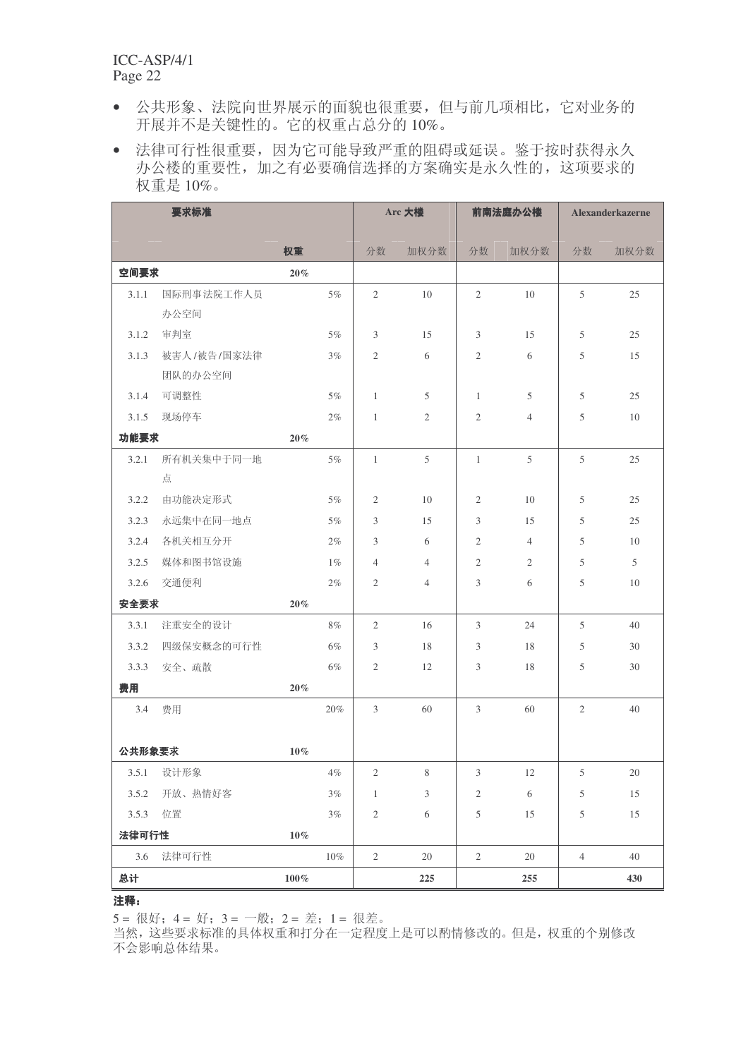- 公共形象、法院向世界展示的面貌也很重要，但与前几项相比，它对业务的开展并不是关键性的。它的权重占总分的 10%。
- 法律可行性很重要，因为它可能导致严重的阻碍或延误。鉴于按时获得永久办公楼的重要性，加之有必要确信选择的方案确实是永久性的，这项要求的权重是 10%。

| 要求标准 | | 权重 | | Arc 大楼 | | 前南法庭办公楼 | | Alexanderkazerne | |
|---|---|---|---|---|---|---|---|---|---|
| | | | | 分数 | 加权分数 | 分数 | 加权分数 | 分数 | 加权分数 |
| **空间要求** | | 20% | | | | | | | |
| 3.1.1 | 国际刑事法院工作人员办公空间 | | 5% | 2 | 10 | 2 | 10 | 5 | 25 |
| 3.1.2 | 审判室 | | 5% | 3 | 15 | 3 | 15 | 5 | 25 |
| 3.1.3 | 被害人/被告/国家法律团队的办公空间 | | 3% | 2 | 6 | 2 | 6 | 5 | 15 |
| 3.1.4 | 可调整性 | | 5% | 1 | 5 | 1 | 5 | 5 | 25 |
| 3.1.5 | 现场停车 | | 2% | 1 | 2 | 2 | 4 | 5 | 10 |
| **功能要求** | | 20% | | | | | | | |
| 3.2.1 | 所有机关集中于同一地点 | | 5% | 1 | 5 | 1 | 5 | 5 | 25 |
| 3.2.2 | 由功能决定形式 | | 5% | 2 | 10 | 2 | 10 | 5 | 25 |
| 3.2.3 | 永远集中在同一地点 | | 5% | 3 | 15 | 3 | 15 | 5 | 25 |
| 3.2.4 | 各机关相互分开 | | 2% | 3 | 6 | 2 | 4 | 5 | 10 |
| 3.2.5 | 媒体和图书馆设施 | | 1% | 4 | 4 | 2 | 2 | 5 | 5 |
| 3.2.6 | 交通便利 | | 2% | 2 | 4 | 3 | 6 | 5 | 10 |
| **安全要求** | | 20% | | | | | | | |
| 3.3.1 | 注重安全的设计 | | 8% | 2 | 16 | 3 | 24 | 5 | 40 |
| 3.3.2 | 四级保安概念的可行性 | | 6% | 3 | 18 | 3 | 18 | 5 | 30 |
| 3.3.3 | 安全、疏散 | | 6% | 2 | 12 | 3 | 18 | 5 | 30 |
| **费用** | | 20% | | | | | | | |
| 3.4 | 费用 | | 20% | 3 | 60 | 3 | 60 | 2 | 40 |
| **公共形象要求** | | 10% | | | | | | | |
| 3.5.1 | 设计形象 | | 4% | 2 | 8 | 3 | 12 | 5 | 20 |
| 3.5.2 | 开放、热情好客 | | 3% | 1 | 3 | 2 | 6 | 5 | 15 |
| 3.5.3 | 位置 | | 3% | 2 | 6 | 5 | 15 | 5 | 15 |
| **法律可行性** | | 10% | | | | | | | |
| 3.6 | 法律可行性 | | 10% | 2 | 20 | 2 | 20 | 4 | 40 |
| **总计** | | 100% | | | 225 | | 255 | | 430 |

**注释：**

5 = 很好；4 = 好；3 = 一般；2 = 差；1 = 很差。

当然，这些要求标准的具体权重和打分在一定程度上是可以酌情修改的。但是，权重的个别修改不会影响总体结果。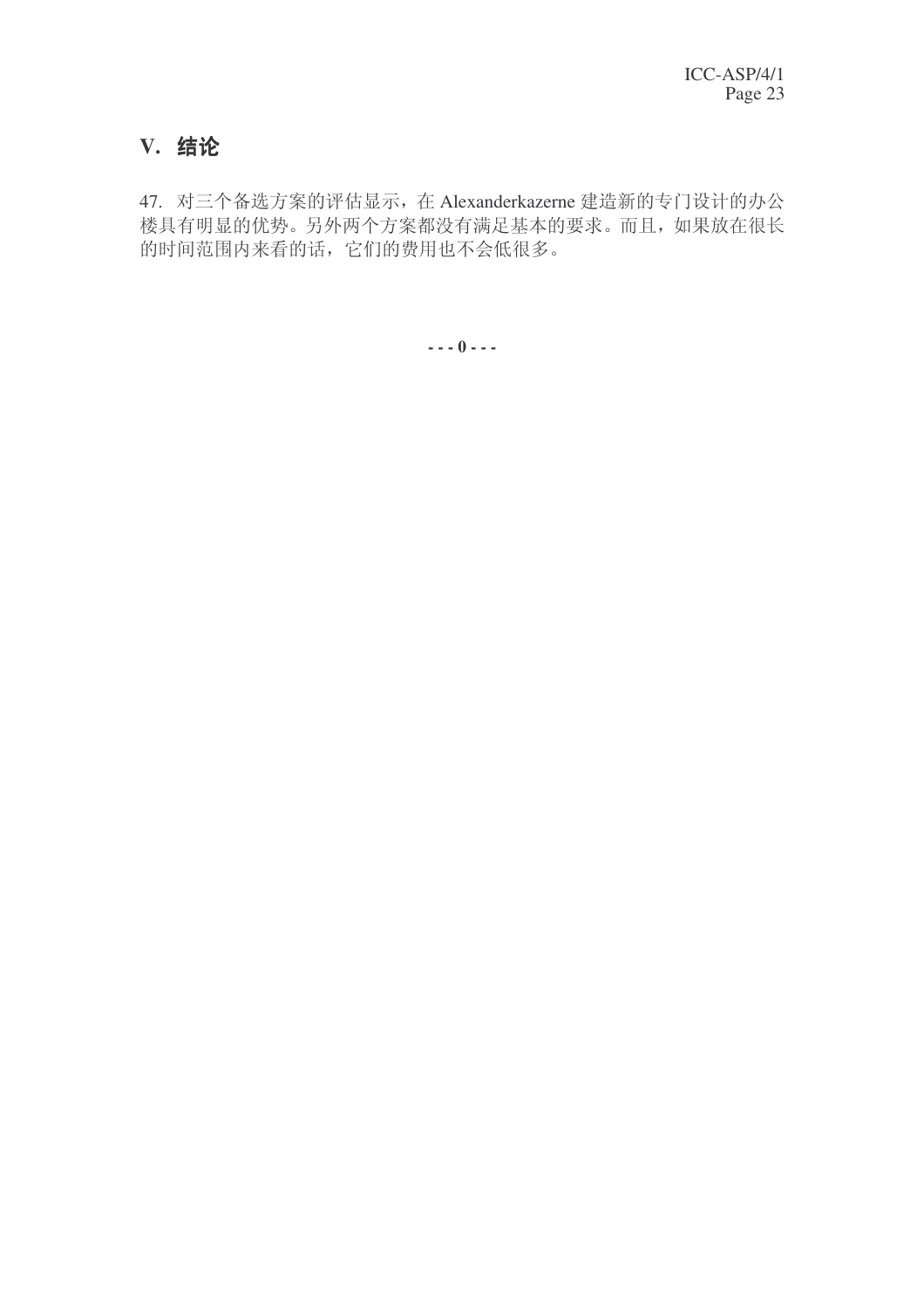## V. 结论

47. 对三个备选方案的评估显示，在 Alexanderkazerne 建造新的专门设计的办公楼具有明显的优势。另外两个方案都没有满足基本的要求。而且，如果放在很长的时间范围内来看的话，它们的费用也不会低很多。

**- - - 0 - - -**